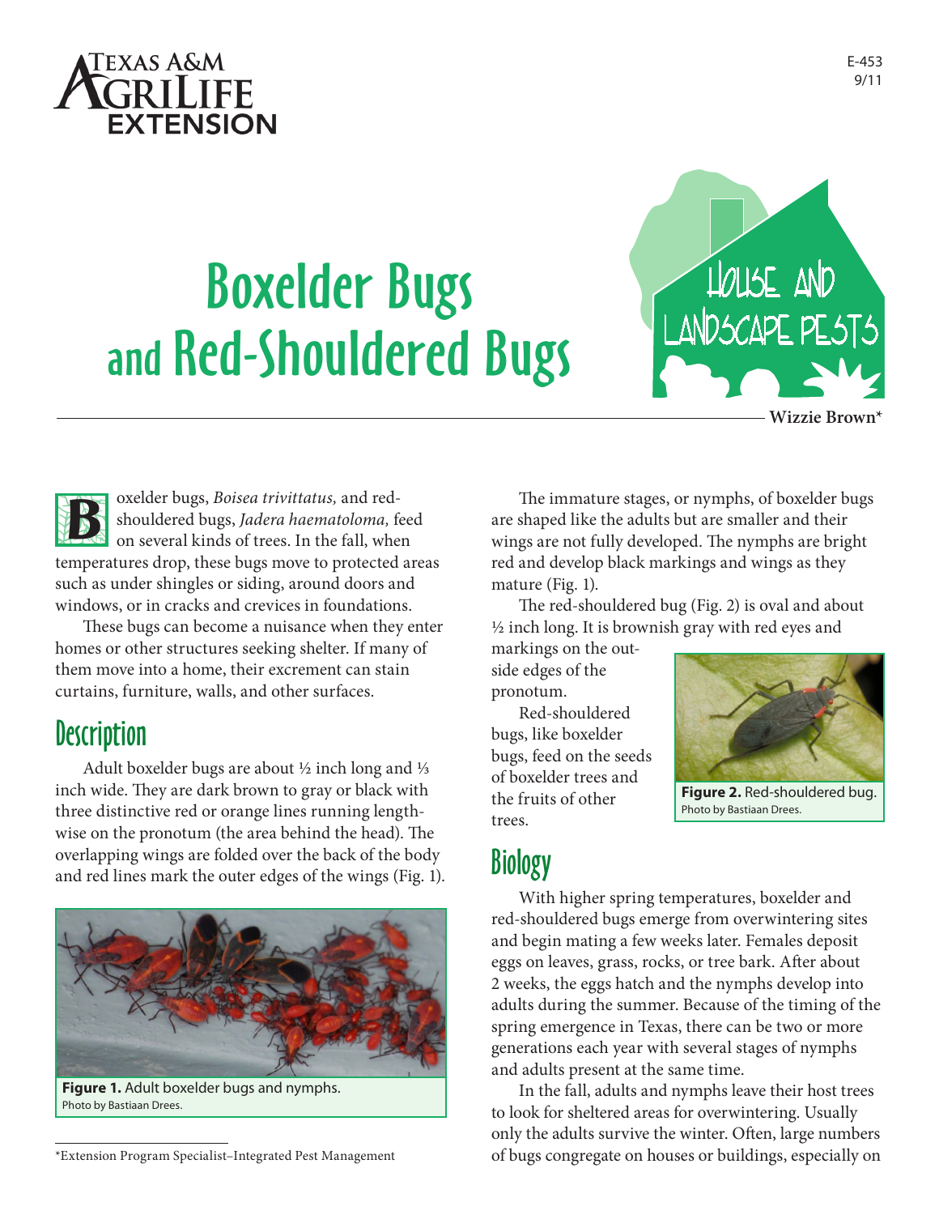Texas A&M AgriLife Extension

E-453
9/11

# Boxelder Bugs and Red-Shouldered Bugs

House and Landscape Pests

Wizzie Brown*

Boxelder bugs, *Boisea trivittatus,* and red-shouldered bugs, *Jadera haematoloma,* feed on several kinds of trees. In the fall, when temperatures drop, these bugs move to protected areas such as under shingles or siding, around doors and windows, or in cracks and crevices in foundations.

These bugs can become a nuisance when they enter homes or other structures seeking shelter. If many of them move into a home, their excrement can stain curtains, furniture, walls, and other surfaces.

## Description

Adult boxelder bugs are about ½ inch long and ⅓ inch wide. They are dark brown to gray or black with three distinctive red or orange lines running lengthwise on the pronotum (the area behind the head). The overlapping wings are folded over the back of the body and red lines mark the outer edges of the wings (Fig. 1).

**Figure 1.** Adult boxelder bugs and nymphs.
Photo by Bastiaan Drees.

The immature stages, or nymphs, of boxelder bugs are shaped like the adults but are smaller and their wings are not fully developed. The nymphs are bright red and develop black markings and wings as they mature (Fig. 1).

The red-shouldered bug (Fig. 2) is oval and about ½ inch long. It is brownish gray with red eyes and markings on the outside edges of the pronotum.

Red-shouldered bugs, like boxelder bugs, feed on the seeds of boxelder trees and the fruits of other trees.

**Figure 2.** Red-shouldered bug.
Photo by Bastiaan Drees.

## Biology

With higher spring temperatures, boxelder and red-shouldered bugs emerge from overwintering sites and begin mating a few weeks later. Females deposit eggs on leaves, grass, rocks, or tree bark. After about 2 weeks, the eggs hatch and the nymphs develop into adults during the summer. Because of the timing of the spring emergence in Texas, there can be two or more generations each year with several stages of nymphs and adults present at the same time.

In the fall, adults and nymphs leave their host trees to look for sheltered areas for overwintering. Usually only the adults survive the winter. Often, large numbers of bugs congregate on houses or buildings, especially on

*Extension Program Specialist–Integrated Pest Management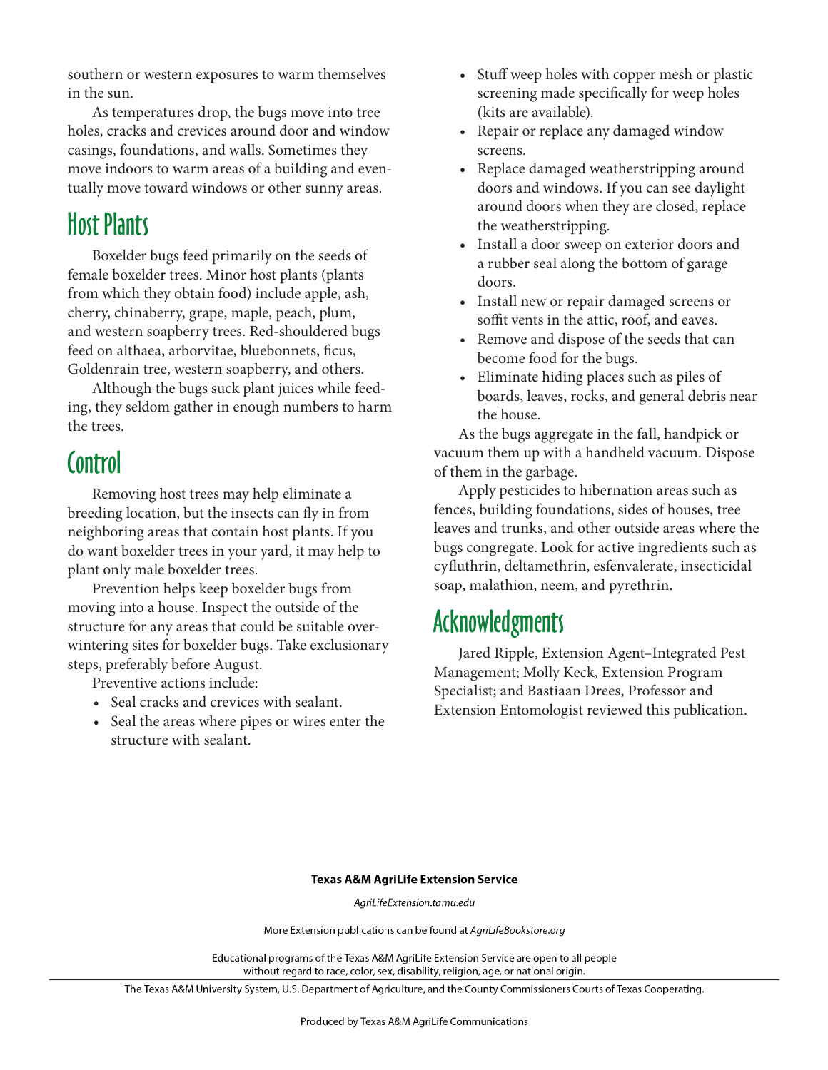southern or western exposures to warm themselves in the sun.

As temperatures drop, the bugs move into tree holes, cracks and crevices around door and window casings, foundations, and walls. Sometimes they move indoors to warm areas of a building and eventually move toward windows or other sunny areas.

## Host Plants

Boxelder bugs feed primarily on the seeds of female boxelder trees. Minor host plants (plants from which they obtain food) include apple, ash, cherry, chinaberry, grape, maple, peach, plum, and western soapberry trees. Red-shouldered bugs feed on althaea, arborvitae, bluebonnets, ficus, Goldenrain tree, western soapberry, and others.

Although the bugs suck plant juices while feeding, they seldom gather in enough numbers to harm the trees.

## Control

Removing host trees may help eliminate a breeding location, but the insects can fly in from neighboring areas that contain host plants. If you do want boxelder trees in your yard, it may help to plant only male boxelder trees.

Prevention helps keep boxelder bugs from moving into a house. Inspect the outside of the structure for any areas that could be suitable overwintering sites for boxelder bugs. Take exclusionary steps, preferably before August.

Preventive actions include:

- Seal cracks and crevices with sealant.
- Seal the areas where pipes or wires enter the structure with sealant.
- Stuff weep holes with copper mesh or plastic screening made specifically for weep holes (kits are available).
- Repair or replace any damaged window screens.
- Replace damaged weatherstripping around doors and windows. If you can see daylight around doors when they are closed, replace the weatherstripping.
- Install a door sweep on exterior doors and a rubber seal along the bottom of garage doors.
- Install new or repair damaged screens or soffit vents in the attic, roof, and eaves.
- Remove and dispose of the seeds that can become food for the bugs.
- Eliminate hiding places such as piles of boards, leaves, rocks, and general debris near the house.

As the bugs aggregate in the fall, handpick or vacuum them up with a handheld vacuum. Dispose of them in the garbage.

Apply pesticides to hibernation areas such as fences, building foundations, sides of houses, tree leaves and trunks, and other outside areas where the bugs congregate. Look for active ingredients such as cyfluthrin, deltamethrin, esfenvalerate, insecticidal soap, malathion, neem, and pyrethrin.

## Acknowledgments

Jared Ripple, Extension Agent–Integrated Pest Management; Molly Keck, Extension Program Specialist; and Bastiaan Drees, Professor and Extension Entomologist reviewed this publication.

**Texas A&M AgriLife Extension Service**

*AgriLifeExtension.tamu.edu*

More Extension publications can be found at *AgriLifeBookstore.org*

Educational programs of the Texas A&M AgriLife Extension Service are open to all people without regard to race, color, sex, disability, religion, age, or national origin.

The Texas A&M University System, U.S. Department of Agriculture, and the County Commissioners Courts of Texas Cooperating.

Produced by Texas A&M AgriLife Communications